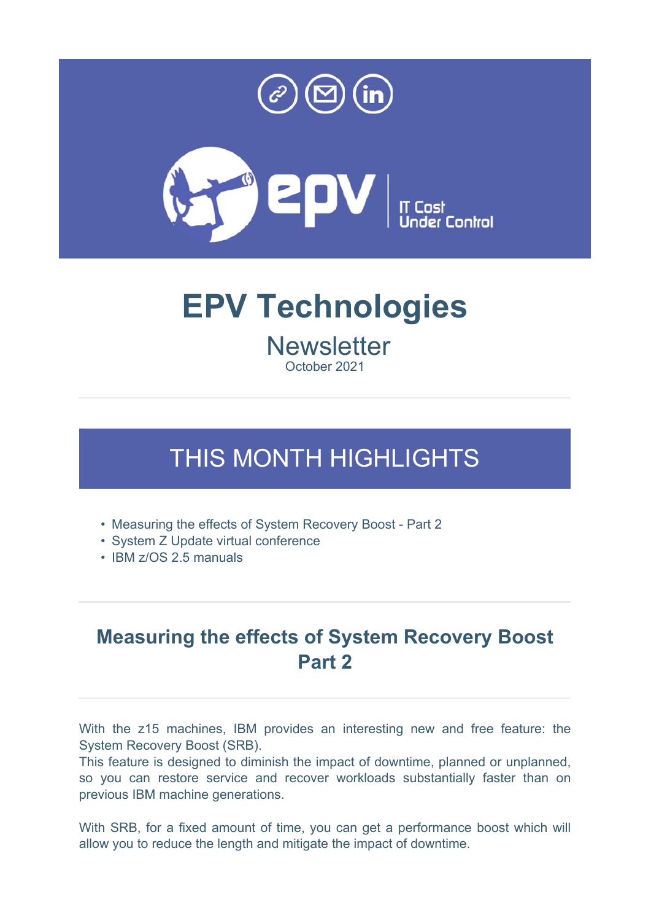# EPV Technologies

## Newsletter

October 2021

## THIS MONTH HIGHLIGHTS

- Measuring the effects of System Recovery Boost - Part 2
- System Z Update virtual conference
- IBM z/OS 2.5 manuals

## Measuring the effects of System Recovery Boost Part 2

With the z15 machines, IBM provides an interesting new and free feature: the System Recovery Boost (SRB).
This feature is designed to diminish the impact of downtime, planned or unplanned, so you can restore service and recover workloads substantially faster than on previous IBM machine generations.

With SRB, for a fixed amount of time, you can get a performance boost which will allow you to reduce the length and mitigate the impact of downtime.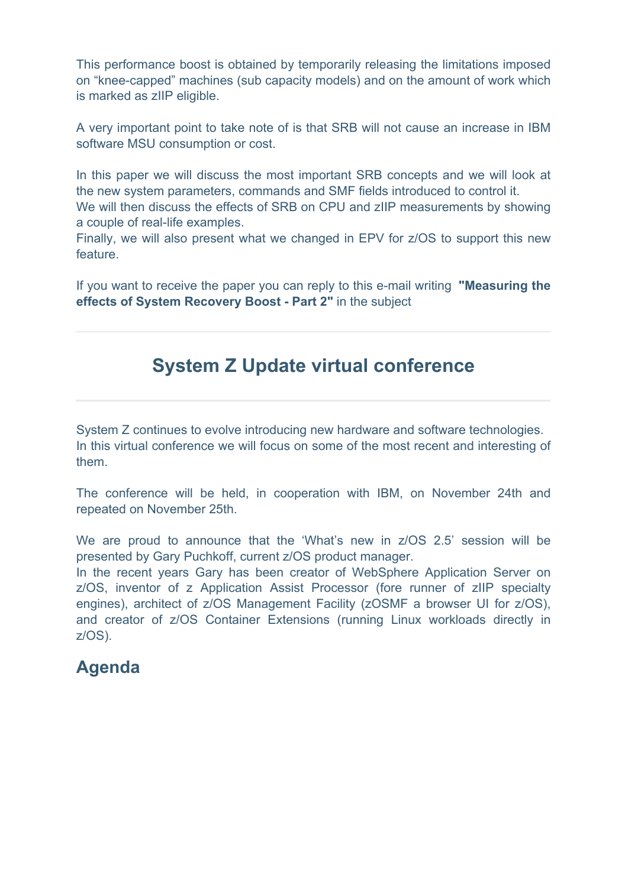This performance boost is obtained by temporarily releasing the limitations imposed on “knee-capped” machines (sub capacity models) and on the amount of work which is marked as zIIP eligible.

A very important point to take note of is that SRB will not cause an increase in IBM software MSU consumption or cost.

In this paper we will discuss the most important SRB concepts and we will look at the new system parameters, commands and SMF fields introduced to control it.
We will then discuss the effects of SRB on CPU and zIIP measurements by showing a couple of real-life examples.
Finally, we will also present what we changed in EPV for z/OS to support this new feature.

If you want to receive the paper you can reply to this e-mail writing **"Measuring the effects of System Recovery Boost - Part 2"** in the subject

---

## System Z Update virtual conference

---

System Z continues to evolve introducing new hardware and software technologies.
In this virtual conference we will focus on some of the most recent and interesting of them.

The conference will be held, in cooperation with IBM, on November 24th and repeated on November 25th.

We are proud to announce that the ‘What’s new in z/OS 2.5’ session will be presented by Gary Puchkoff, current z/OS product manager.
In the recent years Gary has been creator of WebSphere Application Server on z/OS, inventor of z Application Assist Processor (fore runner of zIIP specialty engines), architect of z/OS Management Facility (zOSMF a browser UI for z/OS), and creator of z/OS Container Extensions (running Linux workloads directly in z/OS).

### Agenda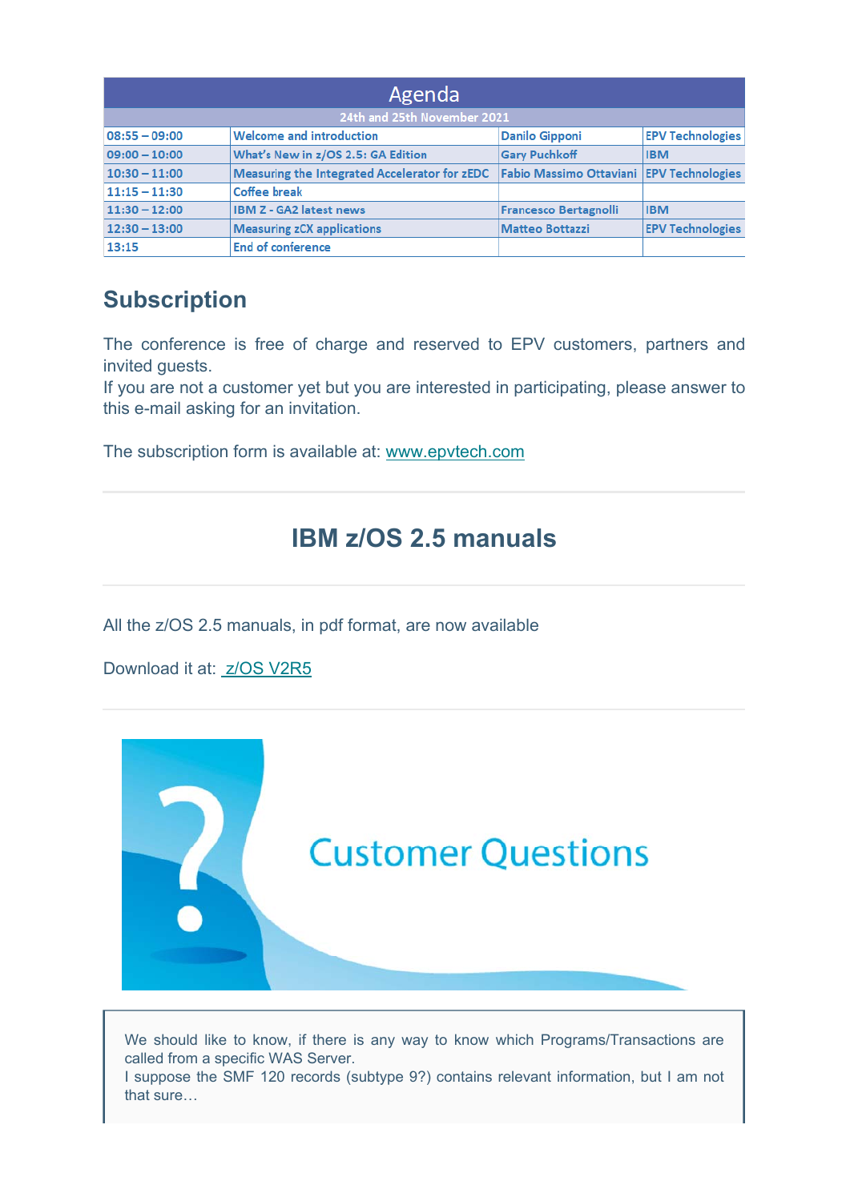| Agenda | | | |
|---|---|---|---|
| 24th and 25th November 2021 | | | |
| 08:55 – 09:00 | Welcome and introduction | Danilo Gipponi | EPV Technologies |
| 09:00 – 10:00 | What's New in z/OS 2.5: GA Edition | Gary Puchkoff | IBM |
| 10:30 – 11:00 | Measuring the Integrated Accelerator for zEDC | Fabio Massimo Ottaviani | EPV Technologies |
| 11:15 – 11:30 | Coffee break | | |
| 11:30 – 12:00 | IBM Z - GA2 latest news | Francesco Bertagnolli | IBM |
| 12:30 – 13:00 | Measuring zCX applications | Matteo Bottazzi | EPV Technologies |
| 13:15 | End of conference | | |

## Subscription

The conference is free of charge and reserved to EPV customers, partners and invited guests.
If you are not a customer yet but you are interested in participating, please answer to this e-mail asking for an invitation.

The subscription form is available at: www.epvtech.com

---

# IBM z/OS 2.5 manuals

---

All the z/OS 2.5 manuals, in pdf format, are now available

Download it at: z/OS V2R5

---

Customer Questions

We should like to know, if there is any way to know which Programs/Transactions are called from a specific WAS Server.
I suppose the SMF 120 records (subtype 9?) contains relevant information, but I am not that sure…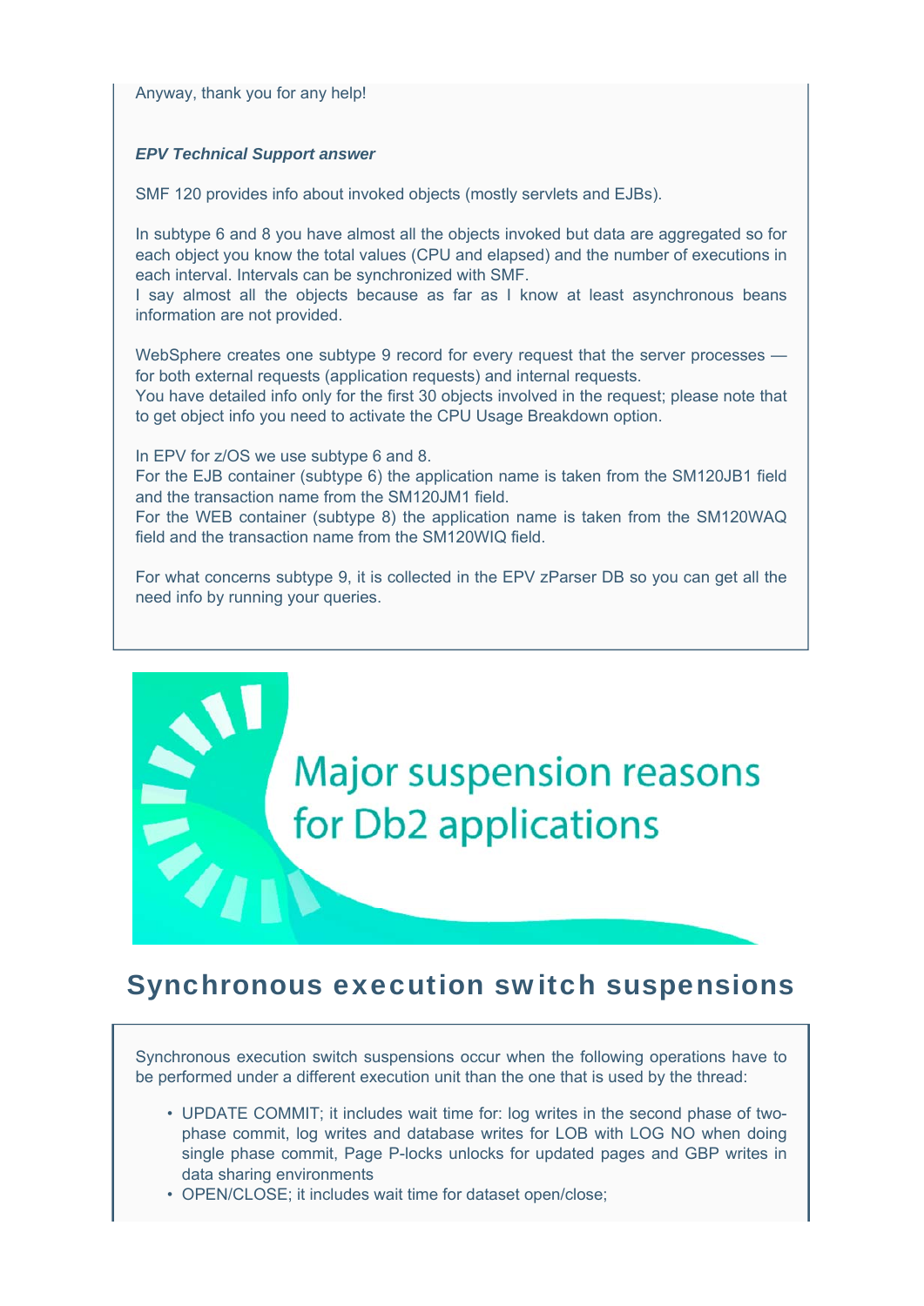Anyway, thank you for any help!

***EPV Technical Support answer***

SMF 120 provides info about invoked objects (mostly servlets and EJBs).

In subtype 6 and 8 you have almost all the objects invoked but data are aggregated so for each object you know the total values (CPU and elapsed) and the number of executions in each interval. Intervals can be synchronized with SMF.
I say almost all the objects because as far as I know at least asynchronous beans information are not provided.

WebSphere creates one subtype 9 record for every request that the server processes — for both external requests (application requests) and internal requests.
You have detailed info only for the first 30 objects involved in the request; please note that to get object info you need to activate the CPU Usage Breakdown option.

In EPV for z/OS we use subtype 6 and 8.
For the EJB container (subtype 6) the application name is taken from the SM120JB1 field and the transaction name from the SM120JM1 field.
For the WEB container (subtype 8) the application name is taken from the SM120WAQ field and the transaction name from the SM120WIQ field.

For what concerns subtype 9, it is collected in the EPV zParser DB so you can get all the need info by running your queries.

# Major suspension reasons for Db2 applications

## Synchronous execution switch suspensions

Synchronous execution switch suspensions occur when the following operations have to be performed under a different execution unit than the one that is used by the thread:

- UPDATE COMMIT; it includes wait time for: log writes in the second phase of two-phase commit, log writes and database writes for LOB with LOG NO when doing single phase commit, Page P-locks unlocks for updated pages and GBP writes in data sharing environments
- OPEN/CLOSE; it includes wait time for dataset open/close;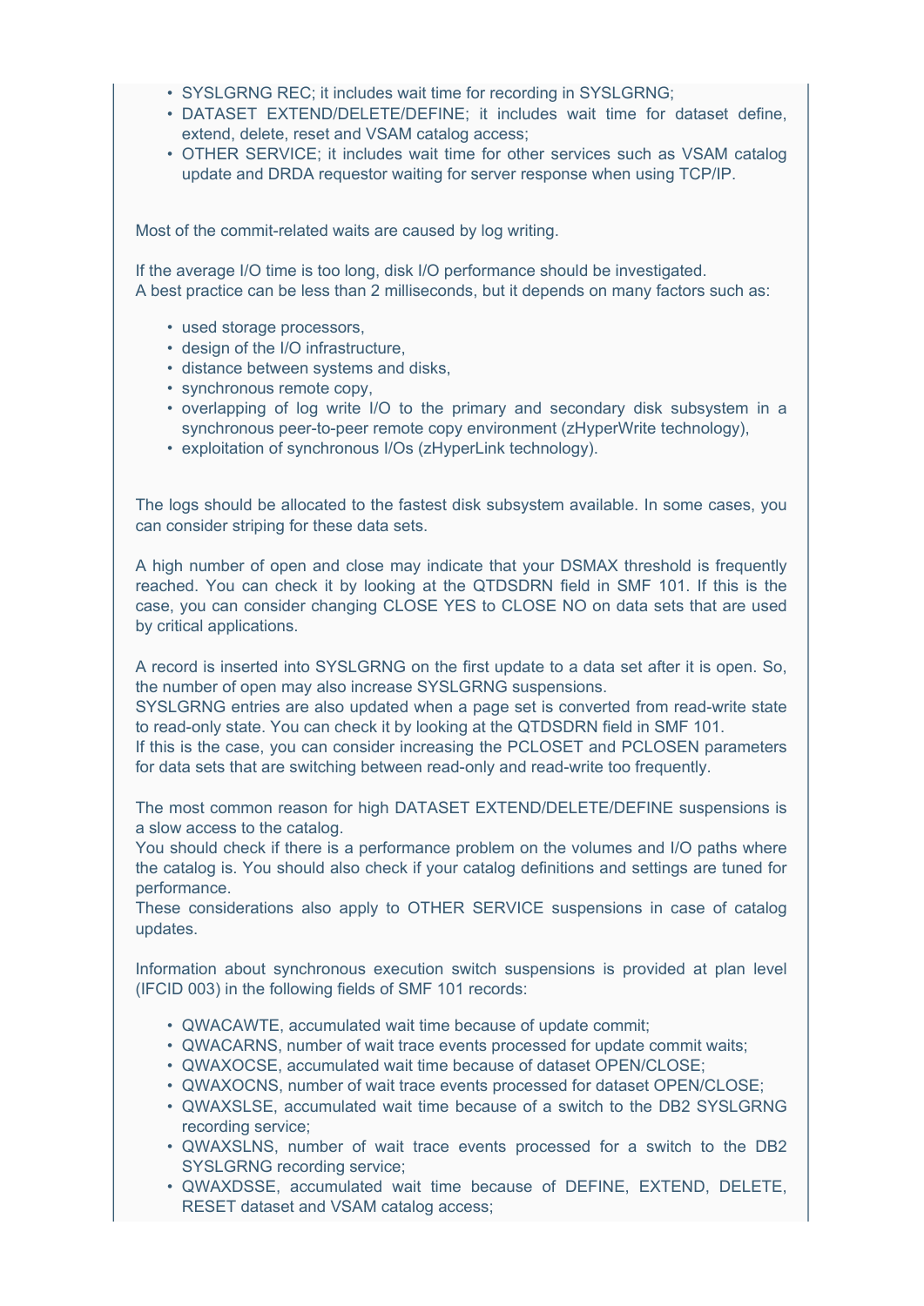- SYSLGRNG REC; it includes wait time for recording in SYSLGRNG;
- DATASET EXTEND/DELETE/DEFINE; it includes wait time for dataset define, extend, delete, reset and VSAM catalog access;
- OTHER SERVICE; it includes wait time for other services such as VSAM catalog update and DRDA requestor waiting for server response when using TCP/IP.

Most of the commit-related waits are caused by log writing.

If the average I/O time is too long, disk I/O performance should be investigated.
A best practice can be less than 2 milliseconds, but it depends on many factors such as:

- used storage processors,
- design of the I/O infrastructure,
- distance between systems and disks,
- synchronous remote copy,
- overlapping of log write I/O to the primary and secondary disk subsystem in a synchronous peer-to-peer remote copy environment (zHyperWrite technology),
- exploitation of synchronous I/Os (zHyperLink technology).

The logs should be allocated to the fastest disk subsystem available. In some cases, you can consider striping for these data sets.

A high number of open and close may indicate that your DSMAX threshold is frequently reached. You can check it by looking at the QTDSDRN field in SMF 101. If this is the case, you can consider changing CLOSE YES to CLOSE NO on data sets that are used by critical applications.

A record is inserted into SYSLGRNG on the first update to a data set after it is open. So, the number of open may also increase SYSLGRNG suspensions.
SYSLGRNG entries are also updated when a page set is converted from read-write state to read-only state. You can check it by looking at the QTDSDRN field in SMF 101.
If this is the case, you can consider increasing the PCLOSET and PCLOSEN parameters for data sets that are switching between read-only and read-write too frequently.

The most common reason for high DATASET EXTEND/DELETE/DEFINE suspensions is a slow access to the catalog.
You should check if there is a performance problem on the volumes and I/O paths where the catalog is. You should also check if your catalog definitions and settings are tuned for performance.
These considerations also apply to OTHER SERVICE suspensions in case of catalog updates.

Information about synchronous execution switch suspensions is provided at plan level (IFCID 003) in the following fields of SMF 101 records:

- QWACAWTE, accumulated wait time because of update commit;
- QWACARNS, number of wait trace events processed for update commit waits;
- QWAXOCSE, accumulated wait time because of dataset OPEN/CLOSE;
- QWAXOCNS, number of wait trace events processed for dataset OPEN/CLOSE;
- QWAXSLSE, accumulated wait time because of a switch to the DB2 SYSLGRNG recording service;
- QWAXSLNS, number of wait trace events processed for a switch to the DB2 SYSLGRNG recording service;
- QWAXDSSE, accumulated wait time because of DEFINE, EXTEND, DELETE, RESET dataset and VSAM catalog access;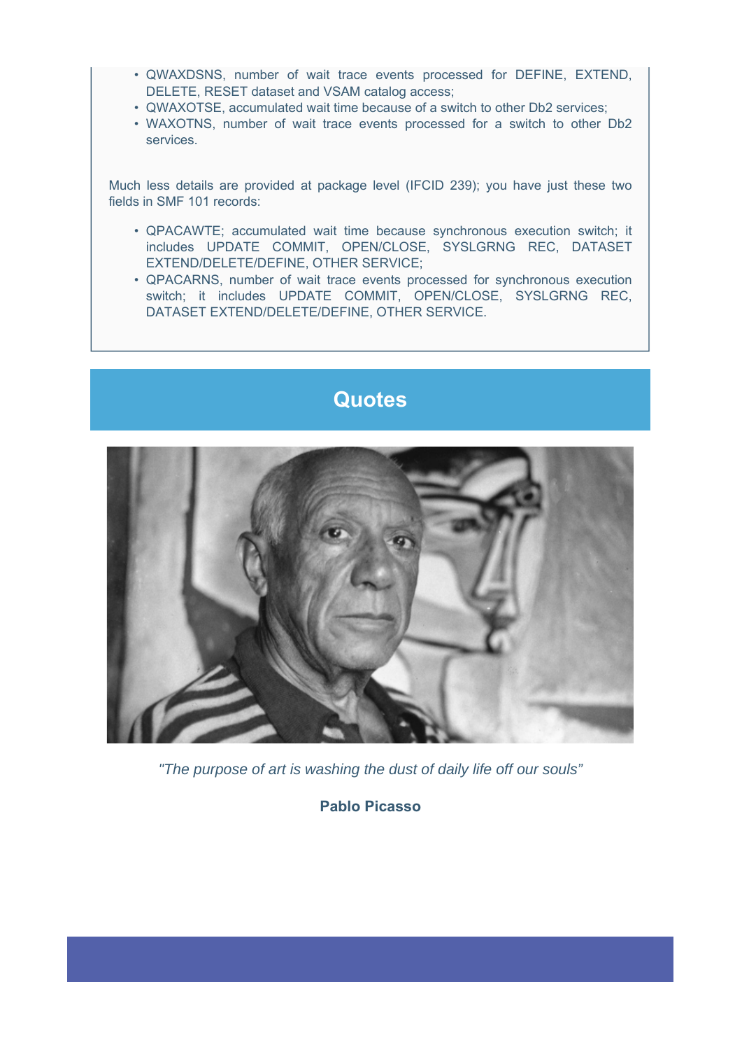- QWAXDSNS, number of wait trace events processed for DEFINE, EXTEND, DELETE, RESET dataset and VSAM catalog access;
- QWAXOTSE, accumulated wait time because of a switch to other Db2 services;
- WAXOTNS, number of wait trace events processed for a switch to other Db2 services.

Much less details are provided at package level (IFCID 239); you have just these two fields in SMF 101 records:

- QPACAWTE; accumulated wait time because synchronous execution switch; it includes UPDATE COMMIT, OPEN/CLOSE, SYSLGRNG REC, DATASET EXTEND/DELETE/DEFINE, OTHER SERVICE;
- QPACARNS, number of wait trace events processed for synchronous execution switch; it includes UPDATE COMMIT, OPEN/CLOSE, SYSLGRNG REC, DATASET EXTEND/DELETE/DEFINE, OTHER SERVICE.

## Quotes

*"The purpose of art is washing the dust of daily life off our souls"*

**Pablo Picasso**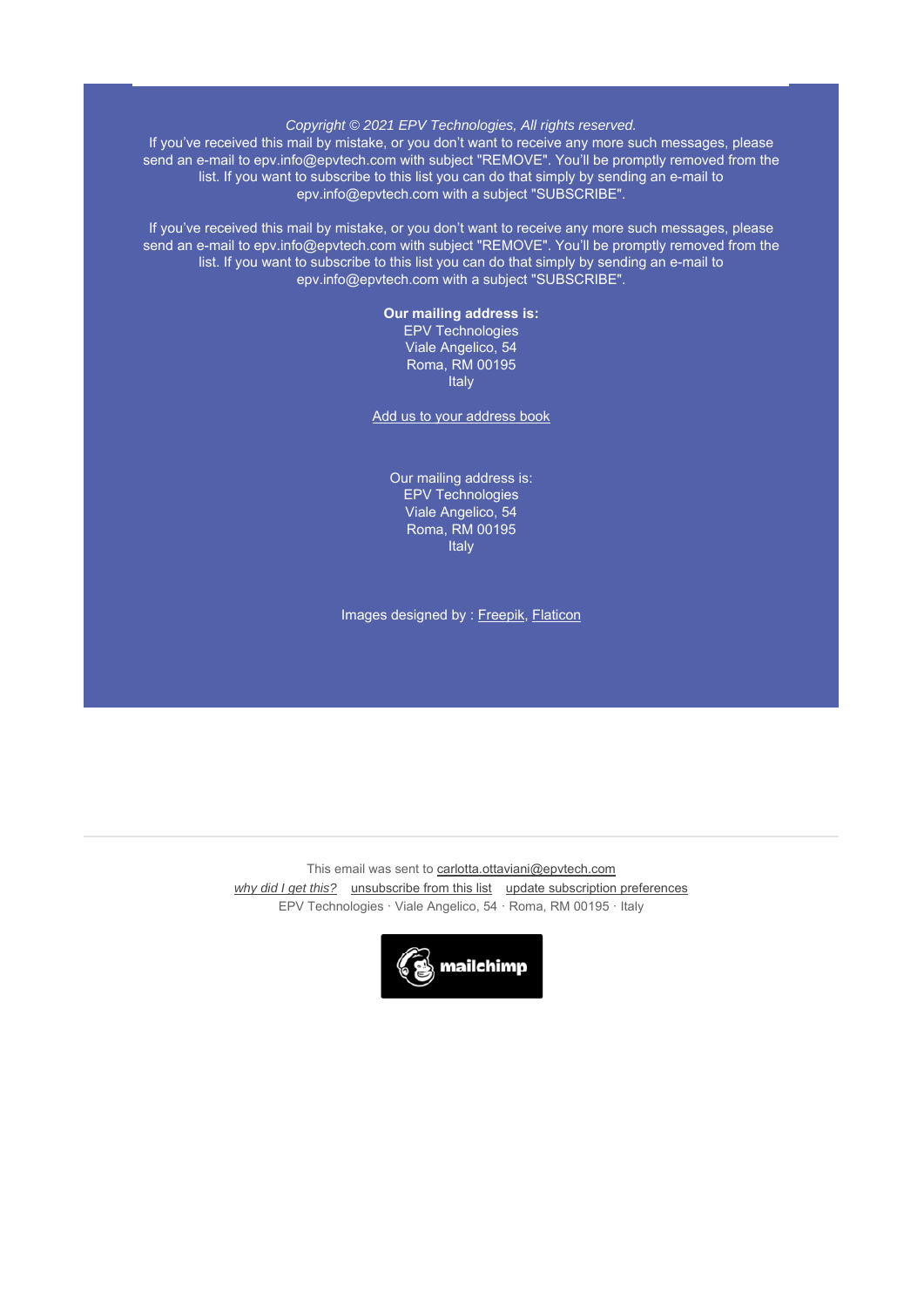*Copyright © 2021 EPV Technologies, All rights reserved.*
If you've received this mail by mistake, or you don't want to receive any more such messages, please send an e-mail to epv.info@epvtech.com with subject "REMOVE". You'll be promptly removed from the list. If you want to subscribe to this list you can do that simply by sending an e-mail to epv.info@epvtech.com with a subject "SUBSCRIBE".

If you've received this mail by mistake, or you don't want to receive any more such messages, please send an e-mail to epv.info@epvtech.com with subject "REMOVE". You'll be promptly removed from the list. If you want to subscribe to this list you can do that simply by sending an e-mail to epv.info@epvtech.com with a subject "SUBSCRIBE".

**Our mailing address is:**
EPV Technologies
Viale Angelico, 54
Roma, RM 00195
Italy

Add us to your address book

Our mailing address is:
EPV Technologies
Viale Angelico, 54
Roma, RM 00195
Italy

Images designed by : Freepik, Flaticon

This email was sent to carlotta.ottaviani@epvtech.com
*why did I get this?* unsubscribe from this list update subscription preferences
EPV Technologies · Viale Angelico, 54 · Roma, RM 00195 · Italy

mailchimp